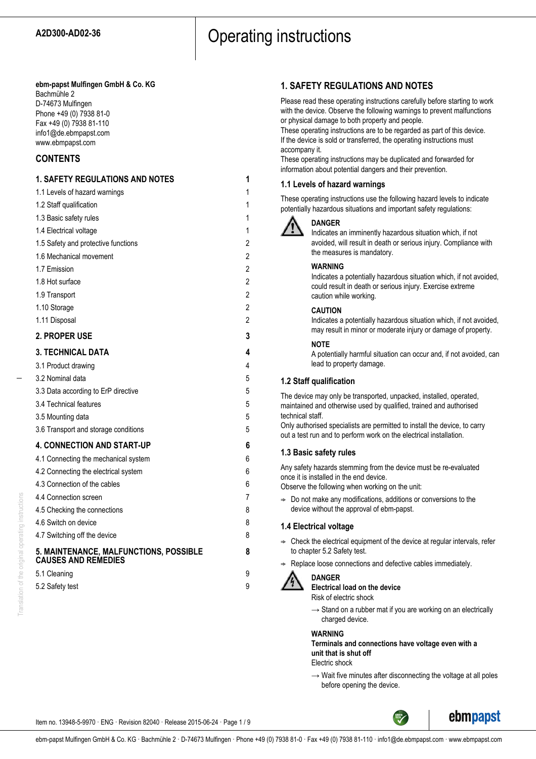**A2D300-AD02-36**

# Operating instructions

**ebm-papst Mulfingen GmbH & Co. KG**
Bachmühle 2
D-74673 Mulfingen
Phone +49 (0) 7938 81-0
Fax +49 (0) 7938 81-110
info1@de.ebmpapst.com
www.ebmpapst.com

## CONTENTS

| | |
|---|---|
| **1. SAFETY REGULATIONS AND NOTES** | **1** |
| 1.1 Levels of hazard warnings | 1 |
| 1.2 Staff qualification | 1 |
| 1.3 Basic safety rules | 1 |
| 1.4 Electrical voltage | 1 |
| 1.5 Safety and protective functions | 2 |
| 1.6 Mechanical movement | 2 |
| 1.7 Emission | 2 |
| 1.8 Hot surface | 2 |
| 1.9 Transport | 2 |
| 1.10 Storage | 2 |
| 1.11 Disposal | 2 |
| **2. PROPER USE** | **3** |
| **3. TECHNICAL DATA** | **4** |
| 3.1 Product drawing | 4 |
| 3.2 Nominal data | 5 |
| 3.3 Data according to ErP directive | 5 |
| 3.4 Technical features | 5 |
| 3.5 Mounting data | 5 |
| 3.6 Transport and storage conditions | 5 |
| **4. CONNECTION AND START-UP** | **6** |
| 4.1 Connecting the mechanical system | 6 |
| 4.2 Connecting the electrical system | 6 |
| 4.3 Connection of the cables | 6 |
| 4.4 Connection screen | 7 |
| 4.5 Checking the connections | 8 |
| 4.6 Switch on device | 8 |
| 4.7 Switching off the device | 8 |
| **5. MAINTENANCE, MALFUNCTIONS, POSSIBLE CAUSES AND REMEDIES** | **8** |
| 5.1 Cleaning | 9 |
| 5.2 Safety test | 9 |

## 1. SAFETY REGULATIONS AND NOTES

Please read these operating instructions carefully before starting to work with the device. Observe the following warnings to prevent malfunctions or physical damage to both property and people.
These operating instructions are to be regarded as part of this device. If the device is sold or transferred, the operating instructions must accompany it.
These operating instructions may be duplicated and forwarded for information about potential dangers and their prevention.

### 1.1 Levels of hazard warnings

These operating instructions use the following hazard levels to indicate potentially hazardous situations and important safety regulations:

**DANGER**
Indicates an imminently hazardous situation which, if not avoided, will result in death or serious injury. Compliance with the measures is mandatory.

**WARNING**
Indicates a potentially hazardous situation which, if not avoided, could result in death or serious injury. Exercise extreme caution while working.

**CAUTION**
Indicates a potentially hazardous situation which, if not avoided, may result in minor or moderate injury or damage of property.

**NOTE**
A potentially harmful situation can occur and, if not avoided, can lead to property damage.

### 1.2 Staff qualification

The device may only be transported, unpacked, installed, operated, maintained and otherwise used by qualified, trained and authorised technical staff.
Only authorised specialists are permitted to install the device, to carry out a test run and to perform work on the electrical installation.

### 1.3 Basic safety rules

Any safety hazards stemming from the device must be re-evaluated once it is installed in the end device.
Observe the following when working on the unit:

- Do not make any modifications, additions or conversions to the device without the approval of ebm-papst.

### 1.4 Electrical voltage

- Check the electrical equipment of the device at regular intervals, refer to chapter 5.2 Safety test.
- Replace loose connections and defective cables immediately.

**DANGER**
**Electrical load on the device**
Risk of electric shock

→ Stand on a rubber mat if you are working on an electrically charged device.

**WARNING**
**Terminals and connections have voltage even with a unit that is shut off**
Electric shock

→ Wait five minutes after disconnecting the voltage at all poles before opening the device.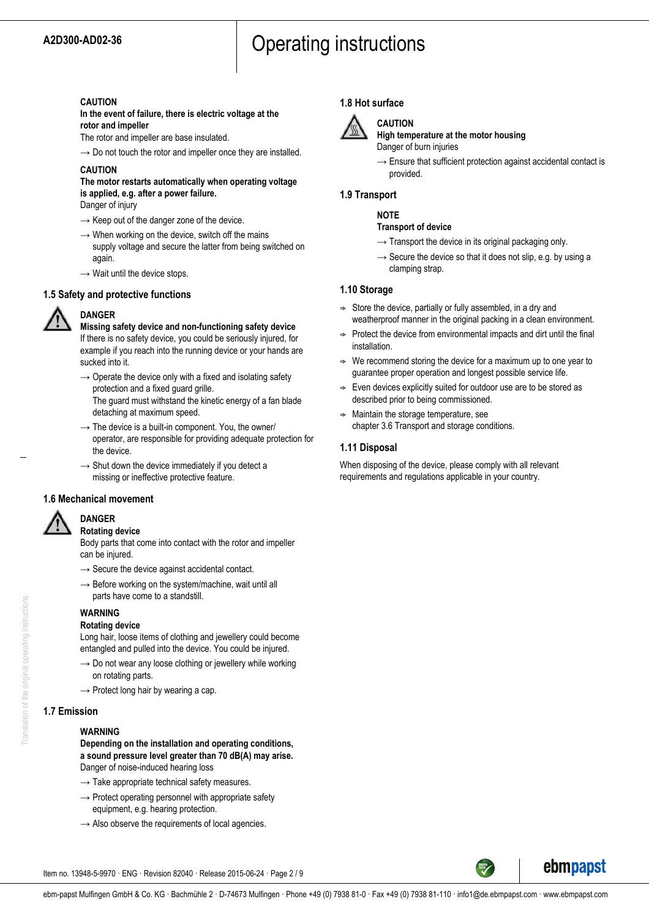**CAUTION**

**In the event of failure, there is electric voltage at the rotor and impeller**

The rotor and impeller are base insulated.

→ Do not touch the rotor and impeller once they are installed.

**CAUTION**

**The motor restarts automatically when operating voltage is applied, e.g. after a power failure.**

Danger of injury

→ Keep out of the danger zone of the device.

→ When working on the device, switch off the mains supply voltage and secure the latter from being switched on again.

→ Wait until the device stops.

## 1.5 Safety and protective functions

**DANGER**

**Missing safety device and non-functioning safety device**

If there is no safety device, you could be seriously injured, for example if you reach into the running device or your hands are sucked into it.

→ Operate the device only with a fixed and isolating safety protection and a fixed guard grille.
The guard must withstand the kinetic energy of a fan blade detaching at maximum speed.

→ The device is a built-in component. You, the owner/operator, are responsible for providing adequate protection for the device.

→ Shut down the device immediately if you detect a missing or ineffective protective feature.

## 1.6 Mechanical movement

**DANGER**

**Rotating device**

Body parts that come into contact with the rotor and impeller can be injured.

→ Secure the device against accidental contact.

→ Before working on the system/machine, wait until all parts have come to a standstill.

**WARNING**

**Rotating device**

Long hair, loose items of clothing and jewellery could become entangled and pulled into the device. You could be injured.

→ Do not wear any loose clothing or jewellery while working on rotating parts.

→ Protect long hair by wearing a cap.

## 1.7 Emission

**WARNING**

**Depending on the installation and operating conditions, a sound pressure level greater than 70 dB(A) may arise.**

Danger of noise-induced hearing loss

→ Take appropriate technical safety measures.

→ Protect operating personnel with appropriate safety equipment, e.g. hearing protection.

→ Also observe the requirements of local agencies.

## 1.8 Hot surface

**CAUTION**

**High temperature at the motor housing**

Danger of burn injuries

→ Ensure that sufficient protection against accidental contact is provided.

## 1.9 Transport

**NOTE**

**Transport of device**

→ Transport the device in its original packaging only.

→ Secure the device so that it does not slip, e.g. by using a clamping strap.

## 1.10 Storage

- Store the device, partially or fully assembled, in a dry and weatherproof manner in the original packing in a clean environment.
- Protect the device from environmental impacts and dirt until the final installation.
- We recommend storing the device for a maximum up to one year to guarantee proper operation and longest possible service life.
- Even devices explicitly suited for outdoor use are to be stored as described prior to being commissioned.
- Maintain the storage temperature, see chapter 3.6 Transport and storage conditions.

## 1.11 Disposal

When disposing of the device, please comply with all relevant requirements and regulations applicable in your country.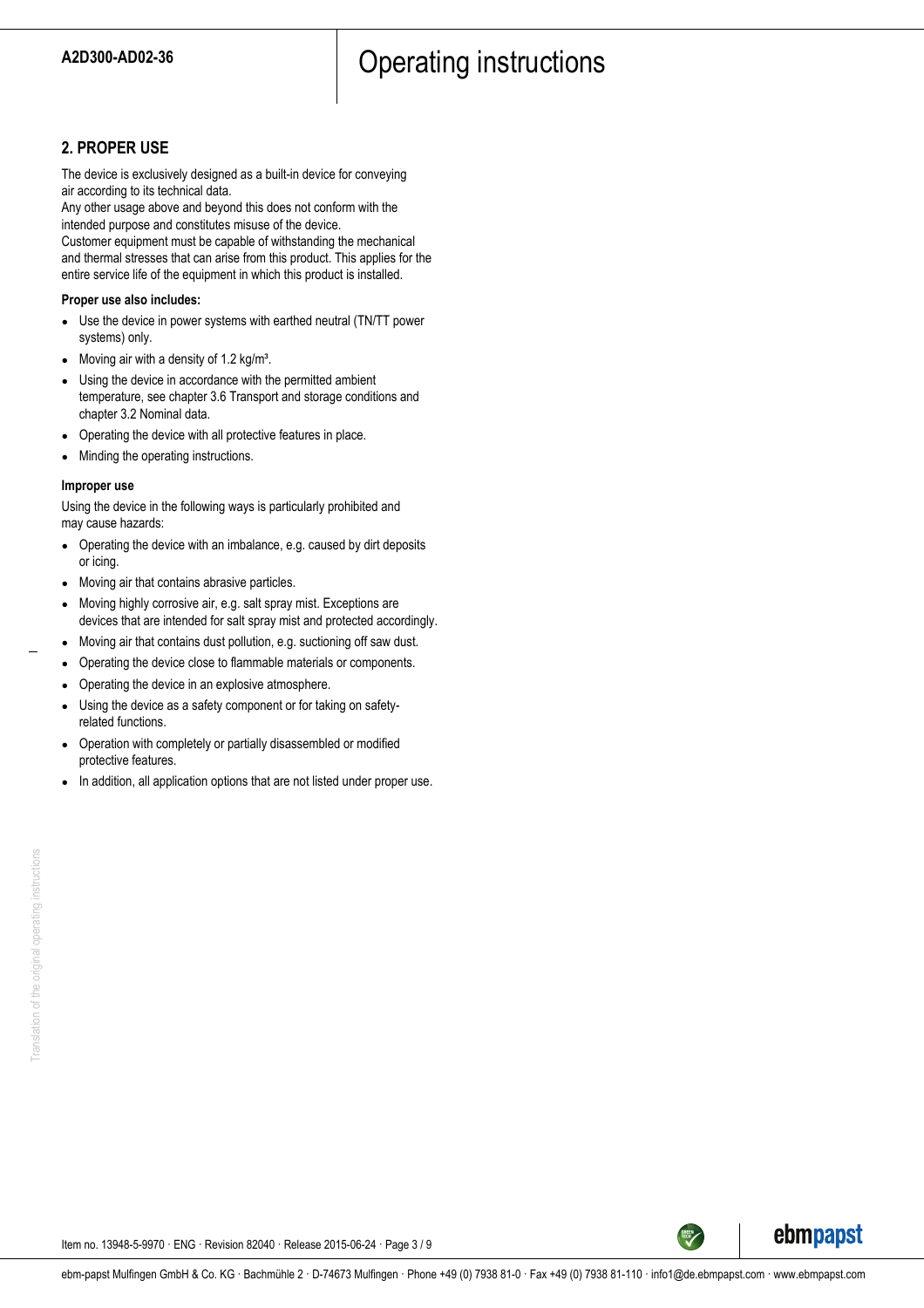## 2. PROPER USE

The device is exclusively designed as a built-in device for conveying air according to its technical data.
Any other usage above and beyond this does not conform with the intended purpose and constitutes misuse of the device.
Customer equipment must be capable of withstanding the mechanical and thermal stresses that can arise from this product. This applies for the entire service life of the equipment in which this product is installed.

**Proper use also includes:**

- Use the device in power systems with earthed neutral (TN/TT power systems) only.
- Moving air with a density of 1.2 kg/m³.
- Using the device in accordance with the permitted ambient temperature, see chapter 3.6 Transport and storage conditions and chapter 3.2 Nominal data.
- Operating the device with all protective features in place.
- Minding the operating instructions.

**Improper use**

Using the device in the following ways is particularly prohibited and may cause hazards:

- Operating the device with an imbalance, e.g. caused by dirt deposits or icing.
- Moving air that contains abrasive particles.
- Moving highly corrosive air, e.g. salt spray mist. Exceptions are devices that are intended for salt spray mist and protected accordingly.
- Moving air that contains dust pollution, e.g. suctioning off saw dust.
- Operating the device close to flammable materials or components.
- Operating the device in an explosive atmosphere.
- Using the device as a safety component or for taking on safety-related functions.
- Operation with completely or partially disassembled or modified protective features.
- In addition, all application options that are not listed under proper use.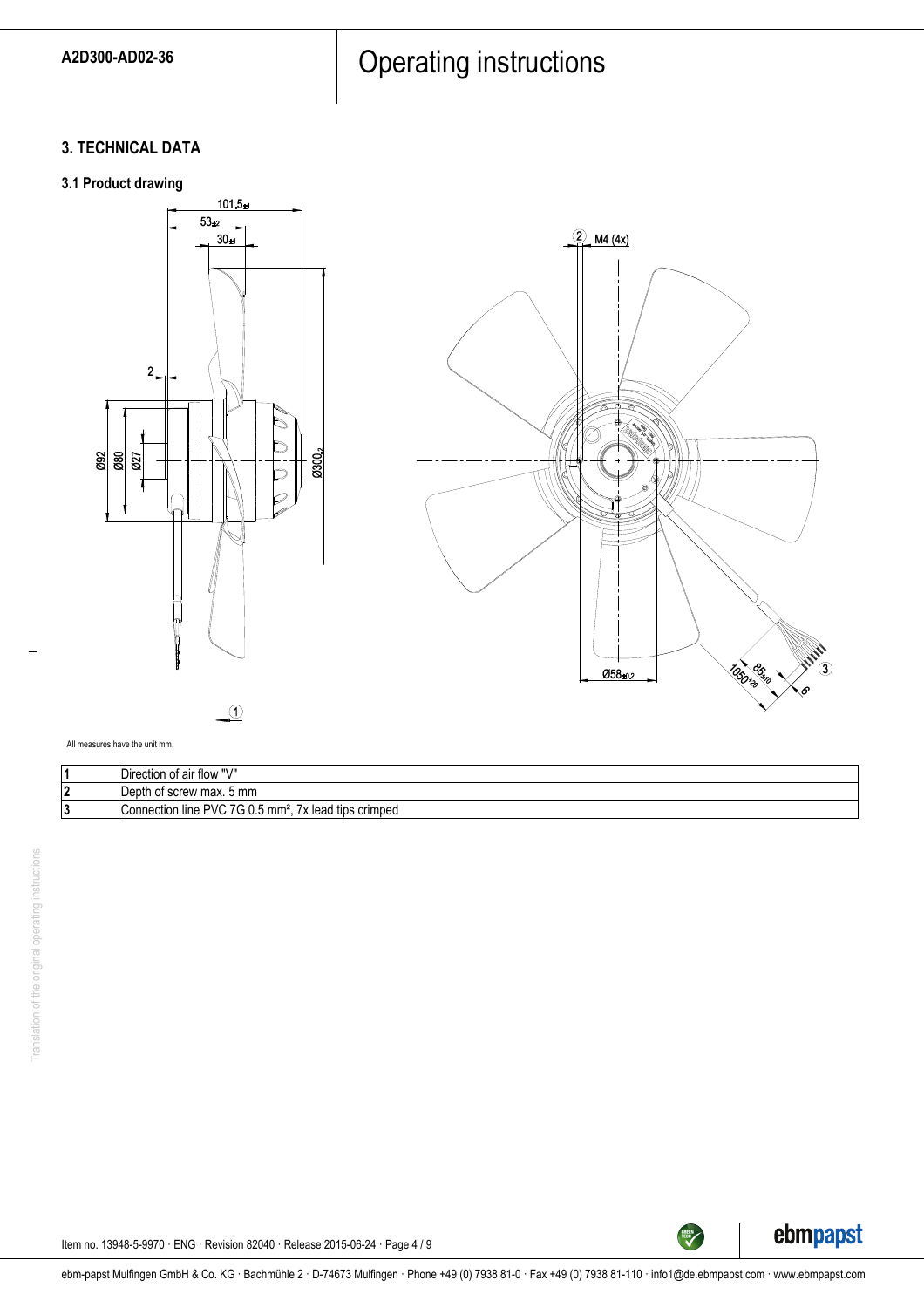## 3. TECHNICAL DATA

### 3.1 Product drawing

All measures have the unit mm.

| | |
|---|---|
| 1 | Direction of air flow "V" |
| 2 | Depth of screw max. 5 mm |
| 3 | Connection line PVC 7G 0.5 mm², 7x lead tips crimped |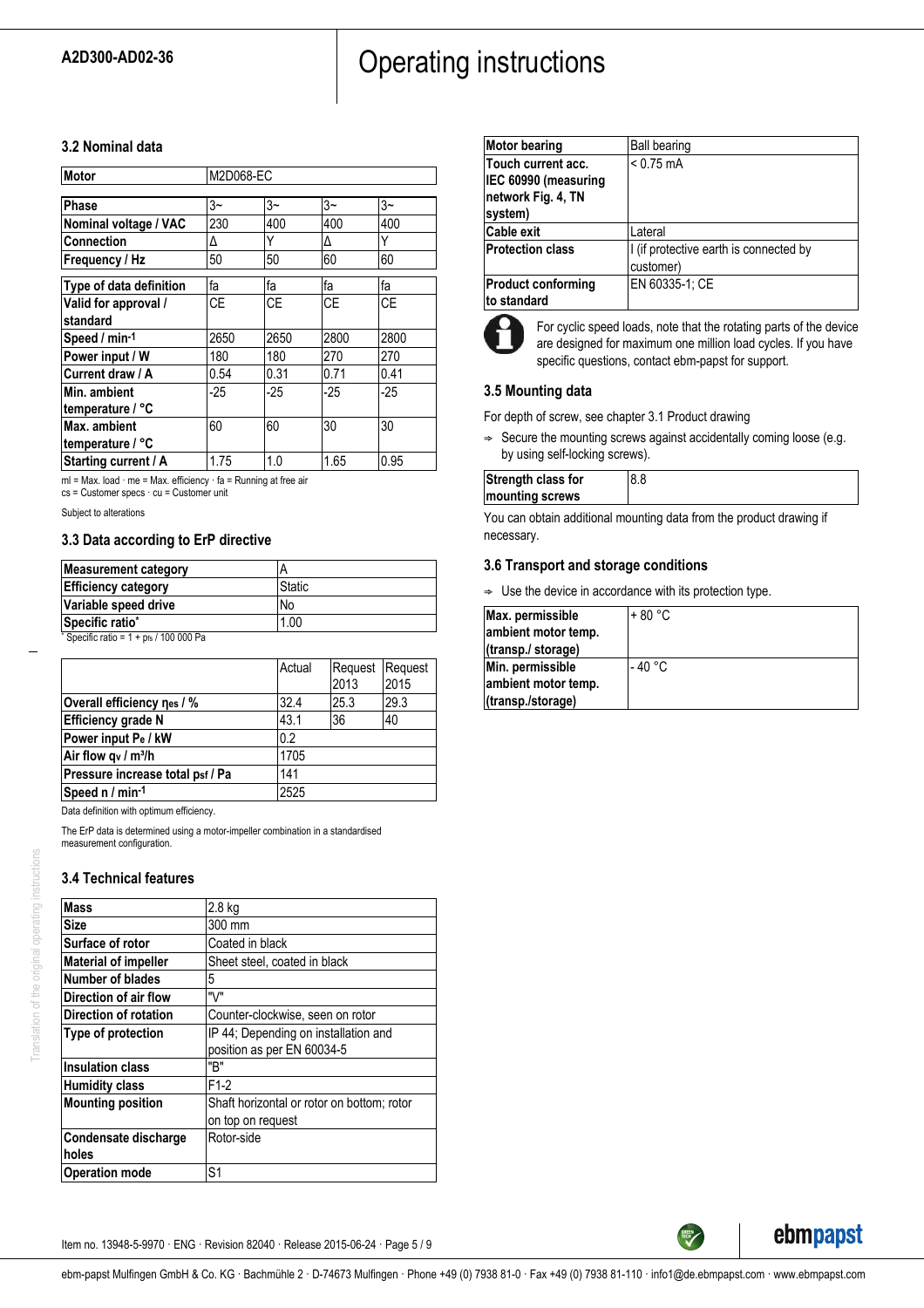### 3.2 Nominal data

| Motor | M2D068-EC | | | |
|---|---|---|---|---|
| **Phase** | 3~ | 3~ | 3~ | 3~ |
| **Nominal voltage / VAC** | 230 | 400 | 400 | 400 |
| **Connection** | Δ | Y | Δ | Y |
| **Frequency / Hz** | 50 | 50 | 60 | 60 |
| **Type of data definition** | fa | fa | fa | fa |
| **Valid for approval / standard** | CE | CE | CE | CE |
| **Speed / min⁻¹** | 2650 | 2650 | 2800 | 2800 |
| **Power input / W** | 180 | 180 | 270 | 270 |
| **Current draw / A** | 0.54 | 0.31 | 0.71 | 0.41 |
| **Min. ambient temperature / °C** | -25 | -25 | -25 | -25 |
| **Max. ambient temperature / °C** | 60 | 60 | 30 | 30 |
| **Starting current / A** | 1.75 | 1.0 | 1.65 | 0.95 |

ml = Max. load · me = Max. efficiency · fa = Running at free air
cs = Customer specs · cu = Customer unit

Subject to alterations

### 3.3 Data according to ErP directive

| Measurement category | A |
|---|---|
| **Efficiency category** | Static |
| **Variable speed drive** | No |
| **Specific ratio*** | 1.00 |

* Specific ratio = 1 + $p_{fs}$ / 100 000 Pa

| | Actual | Request 2013 | Request 2015 |
|---|---|---|---|
| **Overall efficiency $\eta_{es}$ / %** | 32.4 | 25.3 | 29.3 |
| **Efficiency grade N** | 43.1 | 36 | 40 |
| **Power input $P_e$ / kW** | 0.2 | | |
| **Air flow $q_v$ / m³/h** | 1705 | | |
| **Pressure increase total $p_{sf}$ / Pa** | 141 | | |
| **Speed n / min⁻¹** | 2525 | | |

Data definition with optimum efficiency.

The ErP data is determined using a motor-impeller combination in a standardised measurement configuration.

### 3.4 Technical features

| Mass | 2.8 kg |
|---|---|
| **Size** | 300 mm |
| **Surface of rotor** | Coated in black |
| **Material of impeller** | Sheet steel, coated in black |
| **Number of blades** | 5 |
| **Direction of air flow** | "V" |
| **Direction of rotation** | Counter-clockwise, seen on rotor |
| **Type of protection** | IP 44; Depending on installation and position as per EN 60034-5 |
| **Insulation class** | "B" |
| **Humidity class** | F1-2 |
| **Mounting position** | Shaft horizontal or rotor on bottom; rotor on top on request |
| **Condensate discharge holes** | Rotor-side |
| **Operation mode** | S1 |
| **Motor bearing** | Ball bearing |
| **Touch current acc. IEC 60990 (measuring network Fig. 4, TN system)** | < 0.75 mA |
| **Cable exit** | Lateral |
| **Protection class** | I (if protective earth is connected by customer) |
| **Product conforming to standard** | EN 60335-1; CE |

For cyclic speed loads, note that the rotating parts of the device are designed for maximum one million load cycles. If you have specific questions, contact ebm-papst for support.

### 3.5 Mounting data

For depth of screw, see chapter 3.1 Product drawing

⇨ Secure the mounting screws against accidentally coming loose (e.g. by using self-locking screws).

| Strength class for mounting screws | 8.8 |
|---|---|

You can obtain additional mounting data from the product drawing if necessary.

### 3.6 Transport and storage conditions

⇨ Use the device in accordance with its protection type.

| Max. permissible ambient motor temp. (transp./ storage) | + 80 °C |
|---|---|
| **Min. permissible ambient motor temp. (transp./storage)** | - 40 °C |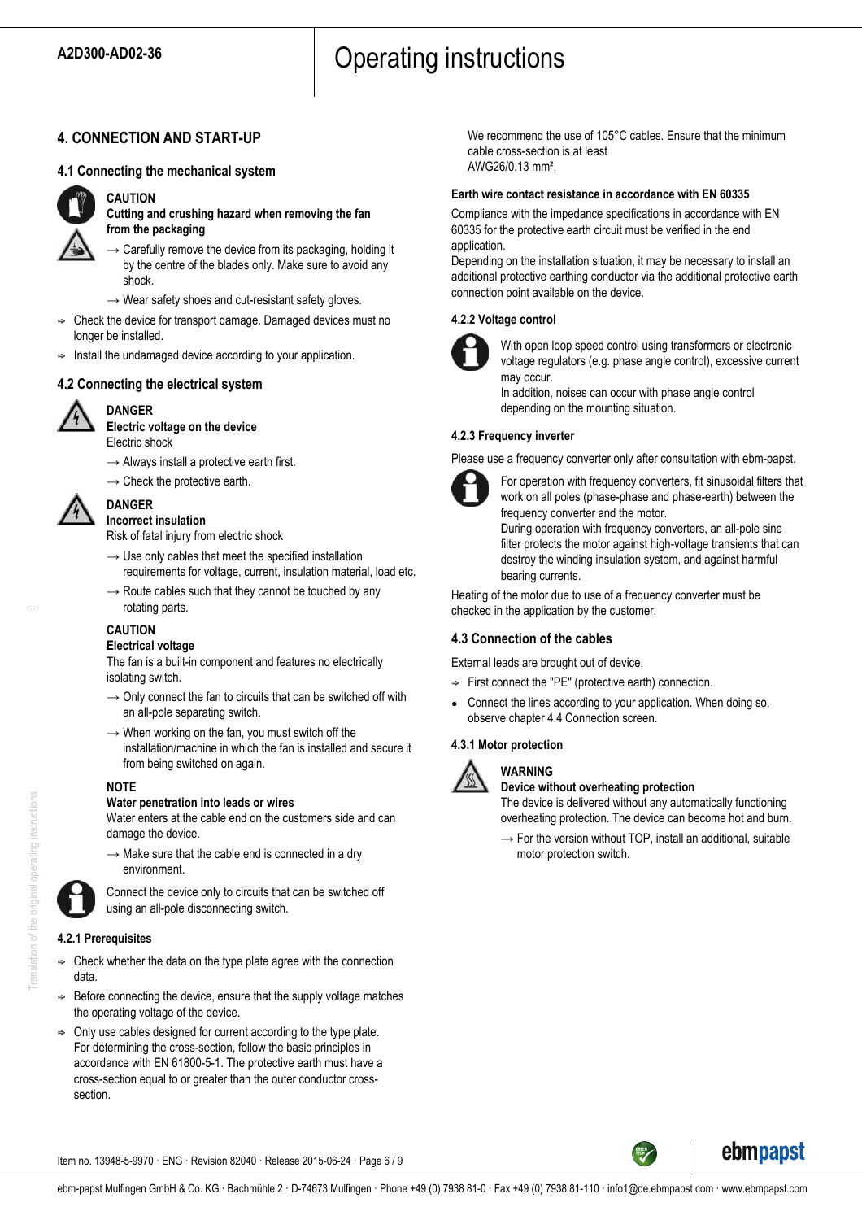## 4. CONNECTION AND START-UP

### 4.1 Connecting the mechanical system

**CAUTION**
**Cutting and crushing hazard when removing the fan from the packaging**

→ Carefully remove the device from its packaging, holding it by the centre of the blades only. Make sure to avoid any shock.

→ Wear safety shoes and cut-resistant safety gloves.

⇒ Check the device for transport damage. Damaged devices must no longer be installed.

⇒ Install the undamaged device according to your application.

### 4.2 Connecting the electrical system

**DANGER**
**Electric voltage on the device**
Electric shock

→ Always install a protective earth first.

→ Check the protective earth.

**DANGER**
**Incorrect insulation**
Risk of fatal injury from electric shock

→ Use only cables that meet the specified installation requirements for voltage, current, insulation material, load etc.

→ Route cables such that they cannot be touched by any rotating parts.

**CAUTION**
**Electrical voltage**
The fan is a built-in component and features no electrically isolating switch.

→ Only connect the fan to circuits that can be switched off with an all-pole separating switch.

→ When working on the fan, you must switch off the installation/machine in which the fan is installed and secure it from being switched on again.

**NOTE**
**Water penetration into leads or wires**
Water enters at the cable end on the customers side and can damage the device.

→ Make sure that the cable end is connected in a dry environment.

Connect the device only to circuits that can be switched off using an all-pole disconnecting switch.

#### 4.2.1 Prerequisites

⇒ Check whether the data on the type plate agree with the connection data.

⇒ Before connecting the device, ensure that the supply voltage matches the operating voltage of the device.

⇒ Only use cables designed for current according to the type plate. For determining the cross-section, follow the basic principles in accordance with EN 61800-5-1. The protective earth must have a cross-section equal to or greater than the outer conductor cross-section.

We recommend the use of 105°C cables. Ensure that the minimum cable cross-section is at least AWG26/0.13 mm².

**Earth wire contact resistance in accordance with EN 60335**

Compliance with the impedance specifications in accordance with EN 60335 for the protective earth circuit must be verified in the end application.
Depending on the installation situation, it may be necessary to install an additional protective earthing conductor via the additional protective earth connection point available on the device.

#### 4.2.2 Voltage control

With open loop speed control using transformers or electronic voltage regulators (e.g. phase angle control), excessive current may occur.
In addition, noises can occur with phase angle control depending on the mounting situation.

#### 4.2.3 Frequency inverter

Please use a frequency converter only after consultation with ebm-papst.

For operation with frequency converters, fit sinusoidal filters that work on all poles (phase-phase and phase-earth) between the frequency converter and the motor.
During operation with frequency converters, an all-pole sine filter protects the motor against high-voltage transients that can destroy the winding insulation system, and against harmful bearing currents.

Heating of the motor due to use of a frequency converter must be checked in the application by the customer.

### 4.3 Connection of the cables

External leads are brought out of device.

⇒ First connect the "PE" (protective earth) connection.

- Connect the lines according to your application. When doing so, observe chapter 4.4 Connection screen.

#### 4.3.1 Motor protection

**WARNING**
**Device without overheating protection**
The device is delivered without any automatically functioning overheating protection. The device can become hot and burn.

→ For the version without TOP, install an additional, suitable motor protection switch.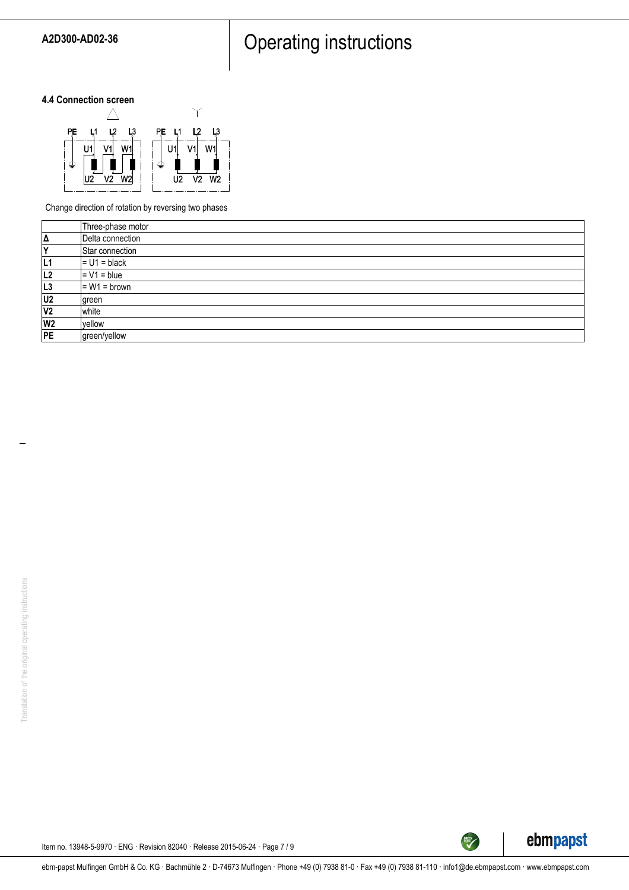#### 4.4 Connection screen

Change direction of rotation by reversing two phases

| | Three-phase motor |
|---|---|
| **Δ** | Delta connection |
| **Y** | Star connection |
| **L1** | = U1 = black |
| **L2** | = V1 = blue |
| **L3** | = W1 = brown |
| **U2** | green |
| **V2** | white |
| **W2** | yellow |
| **PE** | green/yellow |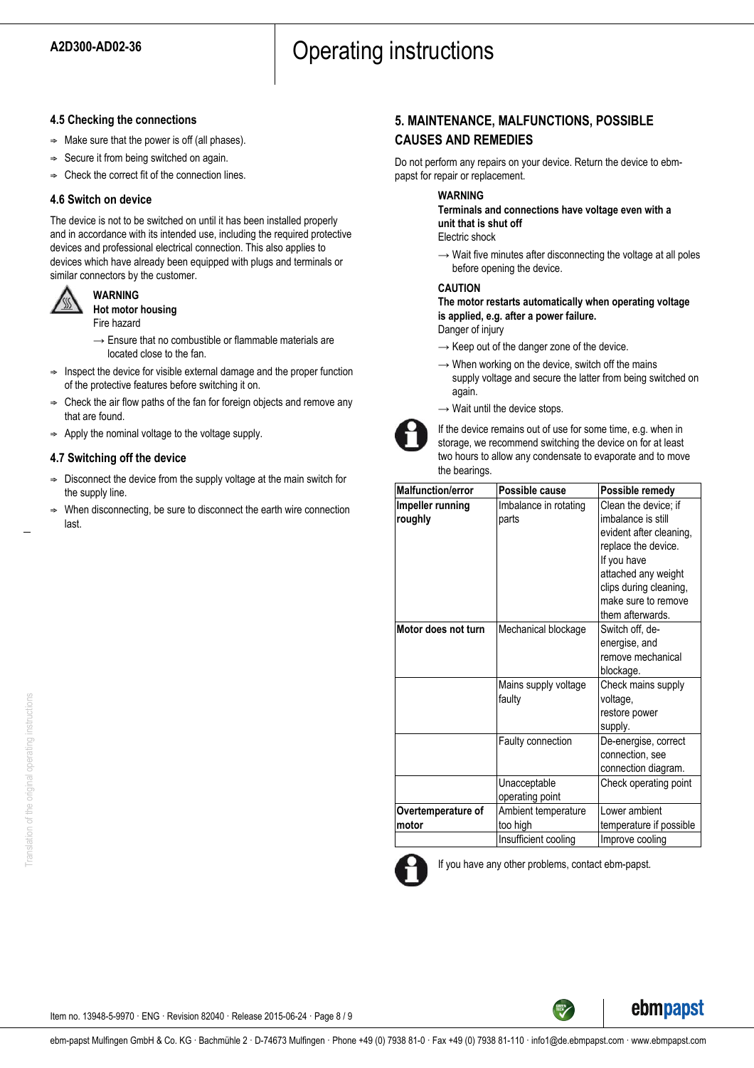### 4.5 Checking the connections

- Make sure that the power is off (all phases).
- Secure it from being switched on again.
- Check the correct fit of the connection lines.

### 4.6 Switch on device

The device is not to be switched on until it has been installed properly and in accordance with its intended use, including the required protective devices and professional electrical connection. This also applies to devices which have already been equipped with plugs and terminals or similar connectors by the customer.

**WARNING**
**Hot motor housing**
Fire hazard

→ Ensure that no combustible or flammable materials are located close to the fan.

- Inspect the device for visible external damage and the proper function of the protective features before switching it on.
- Check the air flow paths of the fan for foreign objects and remove any that are found.
- Apply the nominal voltage to the voltage supply.

### 4.7 Switching off the device

- Disconnect the device from the supply voltage at the main switch for the supply line.
- When disconnecting, be sure to disconnect the earth wire connection last.

## 5. MAINTENANCE, MALFUNCTIONS, POSSIBLE CAUSES AND REMEDIES

Do not perform any repairs on your device. Return the device to ebm-papst for repair or replacement.

**WARNING**
**Terminals and connections have voltage even with a unit that is shut off**
Electric shock

→ Wait five minutes after disconnecting the voltage at all poles before opening the device.

**CAUTION**
**The motor restarts automatically when operating voltage is applied, e.g. after a power failure.**
Danger of injury

→ Keep out of the danger zone of the device.

→ When working on the device, switch off the mains supply voltage and secure the latter from being switched on again.

→ Wait until the device stops.

If the device remains out of use for some time, e.g. when in storage, we recommend switching the device on for at least two hours to allow any condensate to evaporate and to move the bearings.

| Malfunction/error | Possible cause | Possible remedy |
|---|---|---|
| **Impeller running roughly** | Imbalance in rotating parts | Clean the device; if imbalance is still evident after cleaning, replace the device. If you have attached any weight clips during cleaning, make sure to remove them afterwards. |
| **Motor does not turn** | Mechanical blockage | Switch off, de-energise, and remove mechanical blockage. |
| | Mains supply voltage faulty | Check mains supply voltage, restore power supply. |
| | Faulty connection | De-energise, correct connection, see connection diagram. |
| | Unacceptable operating point | Check operating point |
| **Overtemperature of motor** | Ambient temperature too high | Lower ambient temperature if possible |
| | Insufficient cooling | Improve cooling |

If you have any other problems, contact ebm-papst.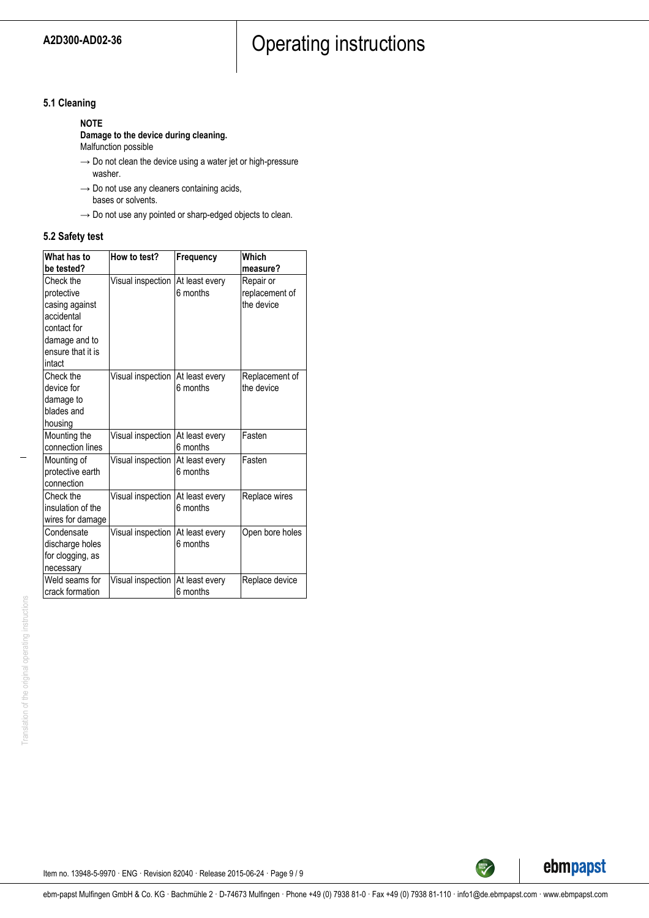### 5.1 Cleaning

**NOTE**

**Damage to the device during cleaning.**

Malfunction possible

→ Do not clean the device using a water jet or high-pressure washer.

→ Do not use any cleaners containing acids, bases or solvents.

→ Do not use any pointed or sharp-edged objects to clean.

### 5.2 Safety test

| What has to be tested? | How to test? | Frequency | Which measure? |
|---|---|---|---|
| Check the protective casing against accidental contact for damage and to ensure that it is intact | Visual inspection | At least every 6 months | Repair or replacement of the device |
| Check the device for damage to blades and housing | Visual inspection | At least every 6 months | Replacement of the device |
| Mounting the connection lines | Visual inspection | At least every 6 months | Fasten |
| Mounting of protective earth connection | Visual inspection | At least every 6 months | Fasten |
| Check the insulation of the wires for damage | Visual inspection | At least every 6 months | Replace wires |
| Condensate discharge holes for clogging, as necessary | Visual inspection | At least every 6 months | Open bore holes |
| Weld seams for crack formation | Visual inspection | At least every 6 months | Replace device |